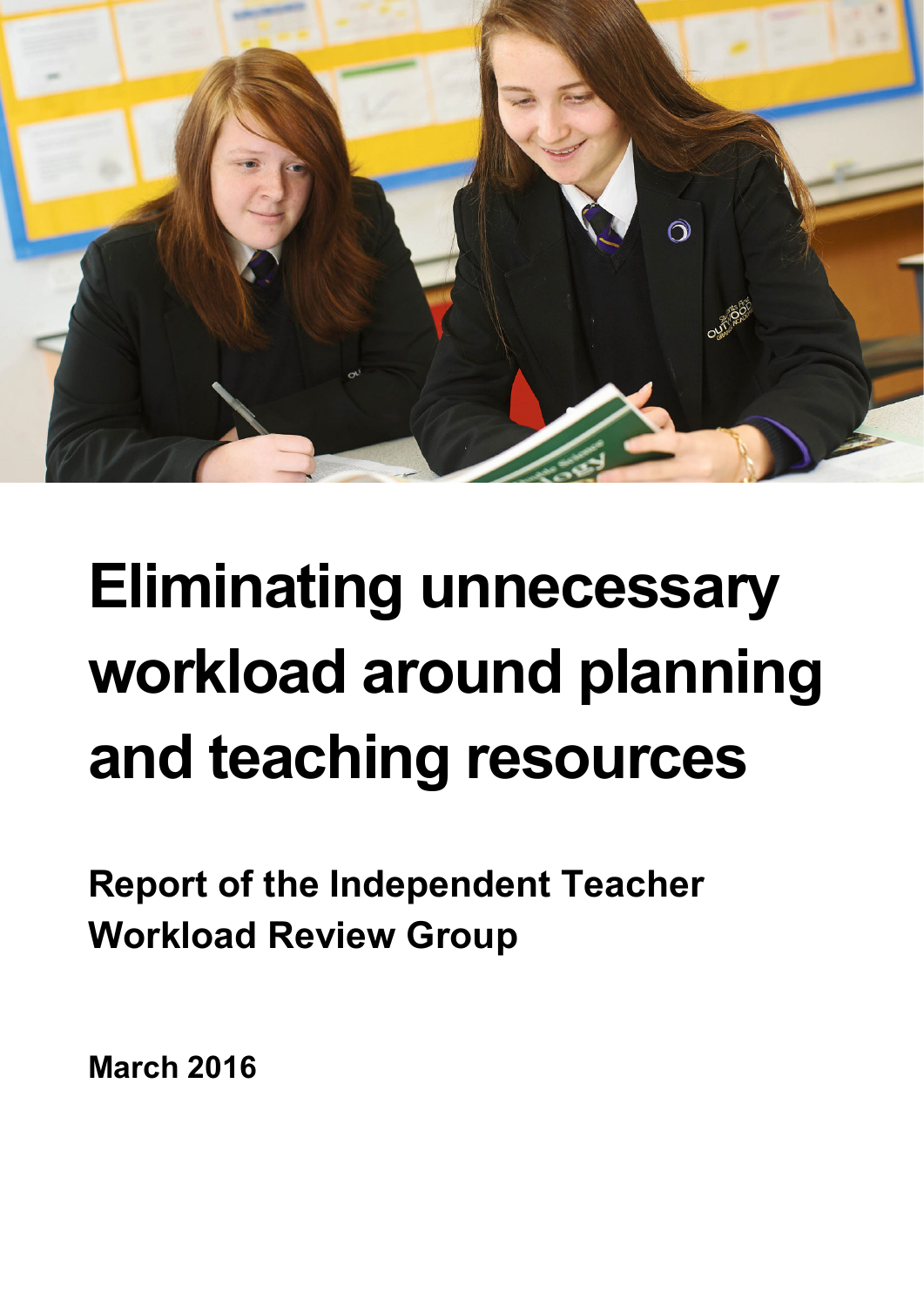# Eliminating unnecessary workload around planning and teaching resources

**Report of the Independent Teacher Workload Review Group**

**March 2016**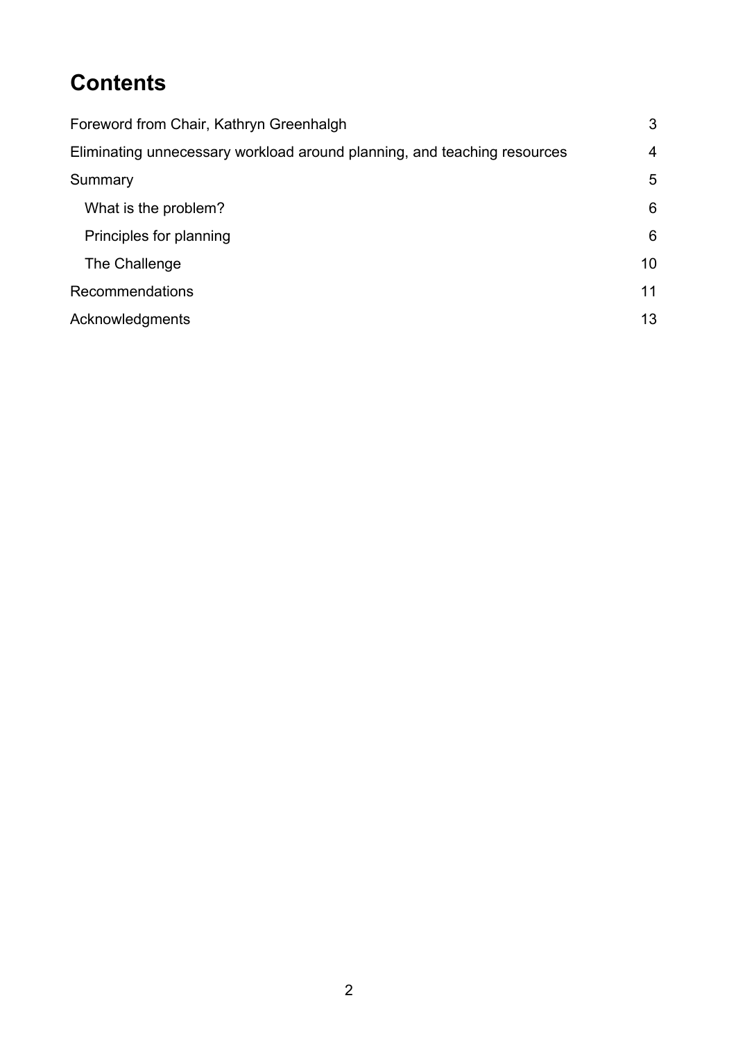# Contents

Foreword from Chair, Kathryn Greenhalgh 3

Eliminating unnecessary workload around planning, and teaching resources 4

Summary 5

- What is the problem? 6
- Principles for planning 6
- The Challenge 10

Recommendations 11

Acknowledgments 13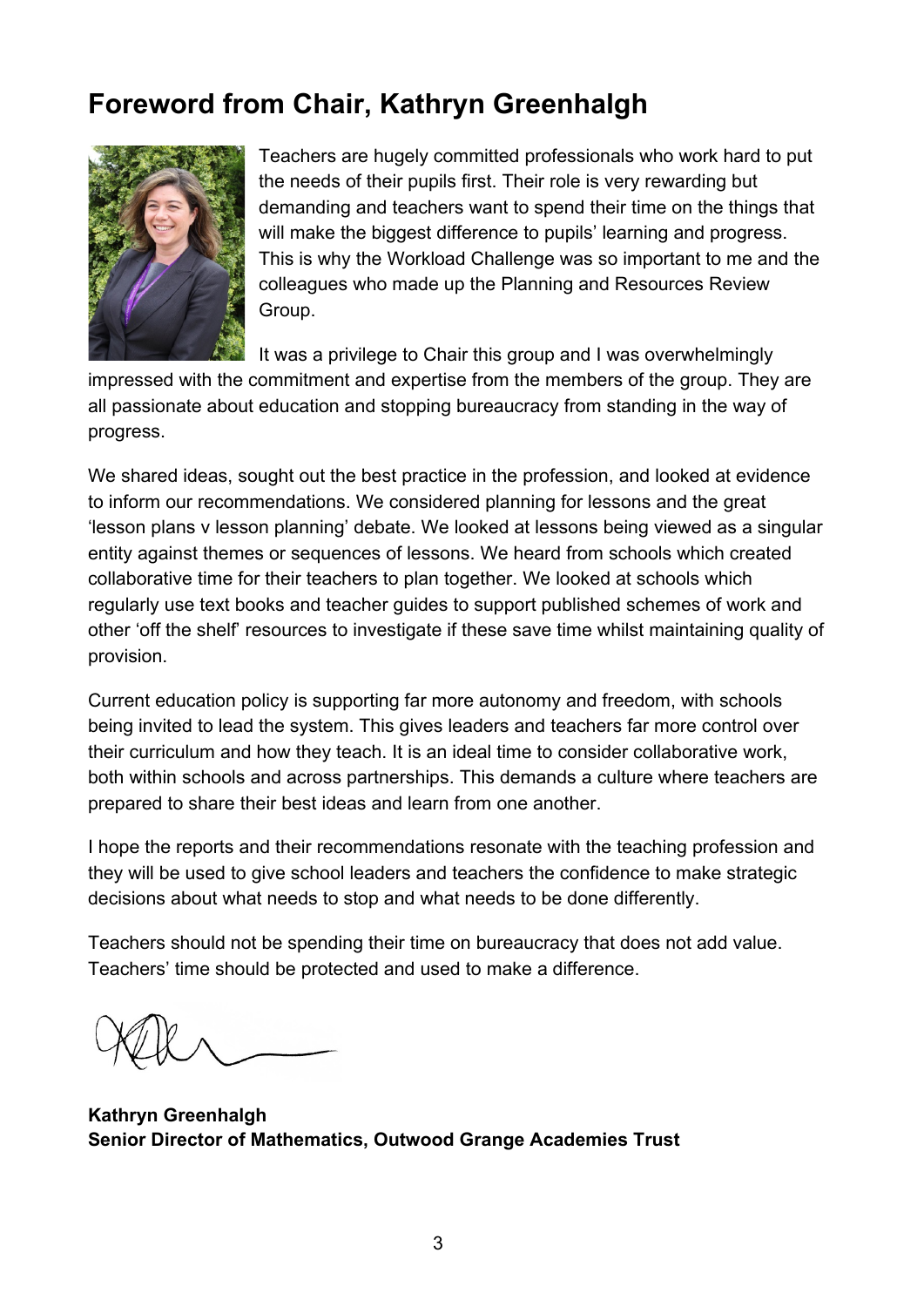# Foreword from Chair, Kathryn Greenhalgh

Teachers are hugely committed professionals who work hard to put the needs of their pupils first. Their role is very rewarding but demanding and teachers want to spend their time on the things that will make the biggest difference to pupils' learning and progress. This is why the Workload Challenge was so important to me and the colleagues who made up the Planning and Resources Review Group.

It was a privilege to Chair this group and I was overwhelmingly impressed with the commitment and expertise from the members of the group. They are all passionate about education and stopping bureaucracy from standing in the way of progress.

We shared ideas, sought out the best practice in the profession, and looked at evidence to inform our recommendations. We considered planning for lessons and the great 'lesson plans v lesson planning' debate. We looked at lessons being viewed as a singular entity against themes or sequences of lessons. We heard from schools which created collaborative time for their teachers to plan together. We looked at schools which regularly use text books and teacher guides to support published schemes of work and other 'off the shelf' resources to investigate if these save time whilst maintaining quality of provision.

Current education policy is supporting far more autonomy and freedom, with schools being invited to lead the system. This gives leaders and teachers far more control over their curriculum and how they teach. It is an ideal time to consider collaborative work, both within schools and across partnerships. This demands a culture where teachers are prepared to share their best ideas and learn from one another.

I hope the reports and their recommendations resonate with the teaching profession and they will be used to give school leaders and teachers the confidence to make strategic decisions about what needs to stop and what needs to be done differently.

Teachers should not be spending their time on bureaucracy that does not add value. Teachers' time should be protected and used to make a difference.

**Kathryn Greenhalgh**
**Senior Director of Mathematics, Outwood Grange Academies Trust**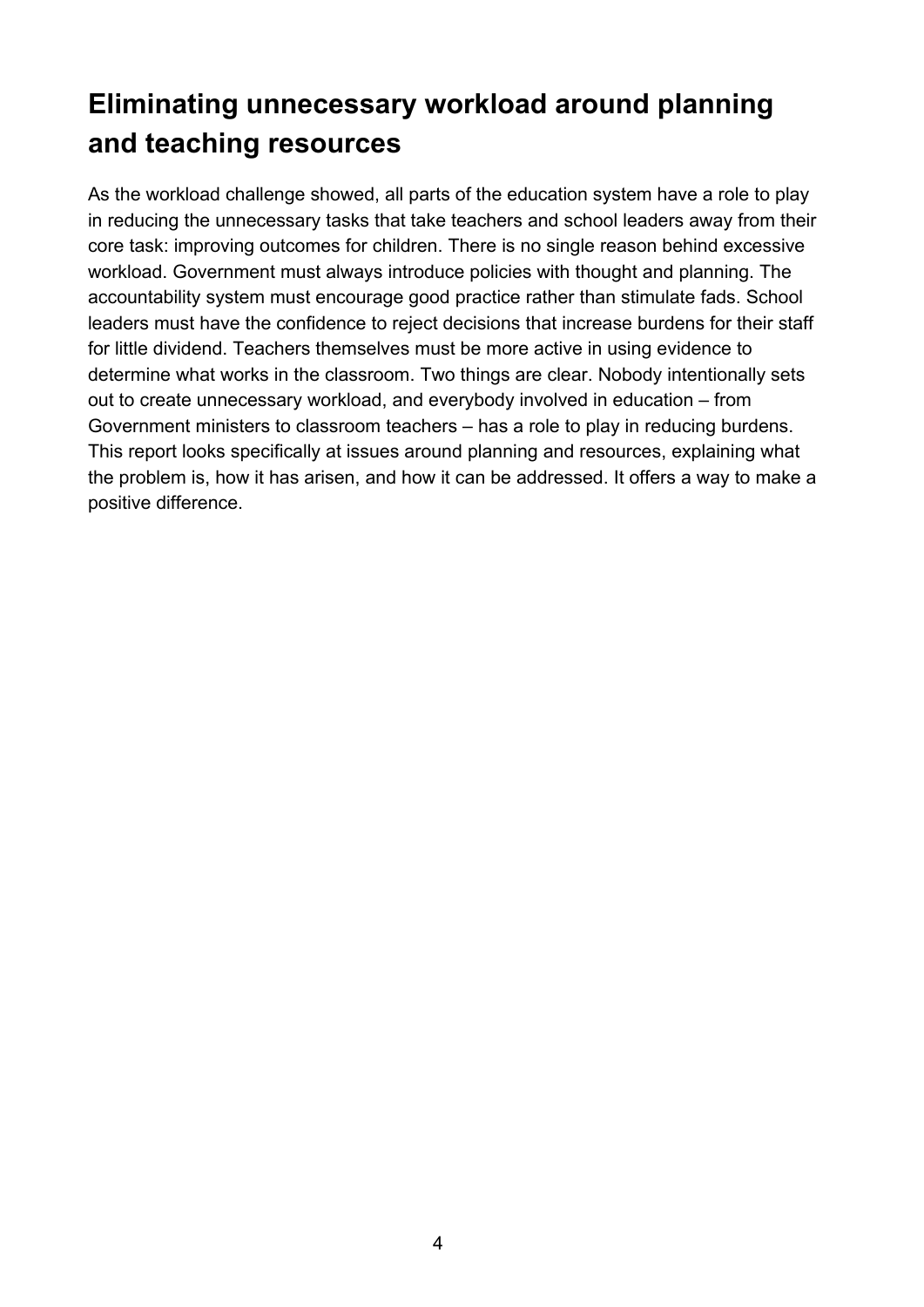## Eliminating unnecessary workload around planning and teaching resources

As the workload challenge showed, all parts of the education system have a role to play in reducing the unnecessary tasks that take teachers and school leaders away from their core task: improving outcomes for children. There is no single reason behind excessive workload. Government must always introduce policies with thought and planning. The accountability system must encourage good practice rather than stimulate fads. School leaders must have the confidence to reject decisions that increase burdens for their staff for little dividend. Teachers themselves must be more active in using evidence to determine what works in the classroom. Two things are clear. Nobody intentionally sets out to create unnecessary workload, and everybody involved in education – from Government ministers to classroom teachers – has a role to play in reducing burdens. This report looks specifically at issues around planning and resources, explaining what the problem is, how it has arisen, and how it can be addressed. It offers a way to make a positive difference.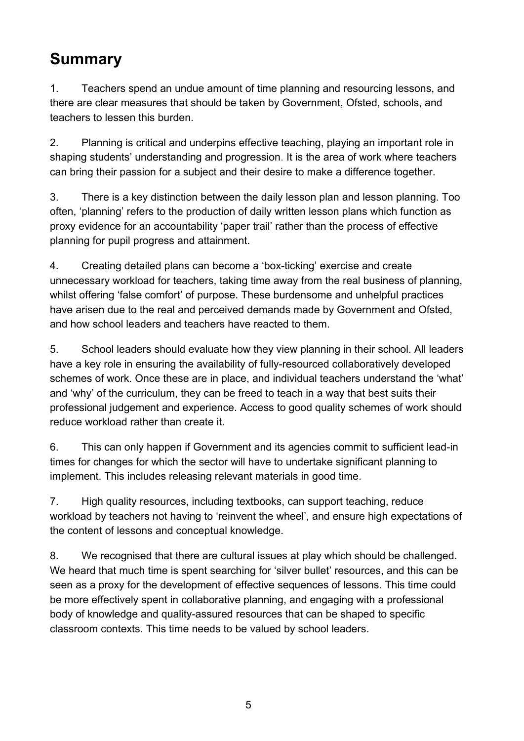## Summary

1. Teachers spend an undue amount of time planning and resourcing lessons, and there are clear measures that should be taken by Government, Ofsted, schools, and teachers to lessen this burden.

2. Planning is critical and underpins effective teaching, playing an important role in shaping students' understanding and progression. It is the area of work where teachers can bring their passion for a subject and their desire to make a difference together.

3. There is a key distinction between the daily lesson plan and lesson planning. Too often, 'planning' refers to the production of daily written lesson plans which function as proxy evidence for an accountability 'paper trail' rather than the process of effective planning for pupil progress and attainment.

4. Creating detailed plans can become a 'box-ticking' exercise and create unnecessary workload for teachers, taking time away from the real business of planning, whilst offering 'false comfort' of purpose. These burdensome and unhelpful practices have arisen due to the real and perceived demands made by Government and Ofsted, and how school leaders and teachers have reacted to them.

5. School leaders should evaluate how they view planning in their school. All leaders have a key role in ensuring the availability of fully-resourced collaboratively developed schemes of work. Once these are in place, and individual teachers understand the 'what' and 'why' of the curriculum, they can be freed to teach in a way that best suits their professional judgement and experience. Access to good quality schemes of work should reduce workload rather than create it.

6. This can only happen if Government and its agencies commit to sufficient lead-in times for changes for which the sector will have to undertake significant planning to implement. This includes releasing relevant materials in good time.

7. High quality resources, including textbooks, can support teaching, reduce workload by teachers not having to 'reinvent the wheel', and ensure high expectations of the content of lessons and conceptual knowledge.

8. We recognised that there are cultural issues at play which should be challenged. We heard that much time is spent searching for 'silver bullet' resources, and this can be seen as a proxy for the development of effective sequences of lessons. This time could be more effectively spent in collaborative planning, and engaging with a professional body of knowledge and quality-assured resources that can be shaped to specific classroom contexts. This time needs to be valued by school leaders.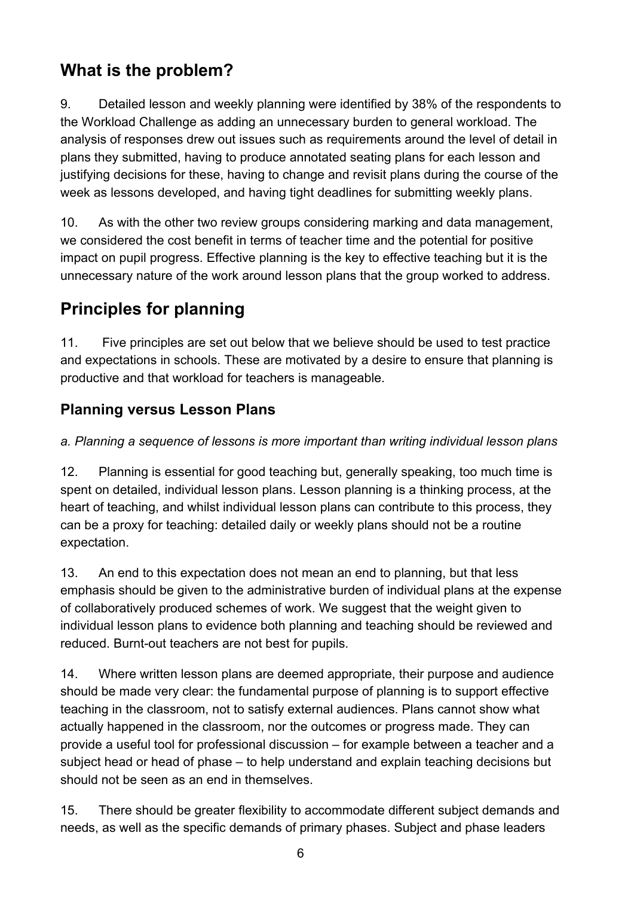## What is the problem?

9. Detailed lesson and weekly planning were identified by 38% of the respondents to the Workload Challenge as adding an unnecessary burden to general workload. The analysis of responses drew out issues such as requirements around the level of detail in plans they submitted, having to produce annotated seating plans for each lesson and justifying decisions for these, having to change and revisit plans during the course of the week as lessons developed, and having tight deadlines for submitting weekly plans.

10. As with the other two review groups considering marking and data management, we considered the cost benefit in terms of teacher time and the potential for positive impact on pupil progress. Effective planning is the key to effective teaching but it is the unnecessary nature of the work around lesson plans that the group worked to address.

## Principles for planning

11. Five principles are set out below that we believe should be used to test practice and expectations in schools. These are motivated by a desire to ensure that planning is productive and that workload for teachers is manageable.

### Planning versus Lesson Plans

*a. Planning a sequence of lessons is more important than writing individual lesson plans*

12. Planning is essential for good teaching but, generally speaking, too much time is spent on detailed, individual lesson plans. Lesson planning is a thinking process, at the heart of teaching, and whilst individual lesson plans can contribute to this process, they can be a proxy for teaching: detailed daily or weekly plans should not be a routine expectation.

13. An end to this expectation does not mean an end to planning, but that less emphasis should be given to the administrative burden of individual plans at the expense of collaboratively produced schemes of work. We suggest that the weight given to individual lesson plans to evidence both planning and teaching should be reviewed and reduced. Burnt-out teachers are not best for pupils.

14. Where written lesson plans are deemed appropriate, their purpose and audience should be made very clear: the fundamental purpose of planning is to support effective teaching in the classroom, not to satisfy external audiences. Plans cannot show what actually happened in the classroom, nor the outcomes or progress made. They can provide a useful tool for professional discussion – for example between a teacher and a subject head or head of phase – to help understand and explain teaching decisions but should not be seen as an end in themselves.

15. There should be greater flexibility to accommodate different subject demands and needs, as well as the specific demands of primary phases. Subject and phase leaders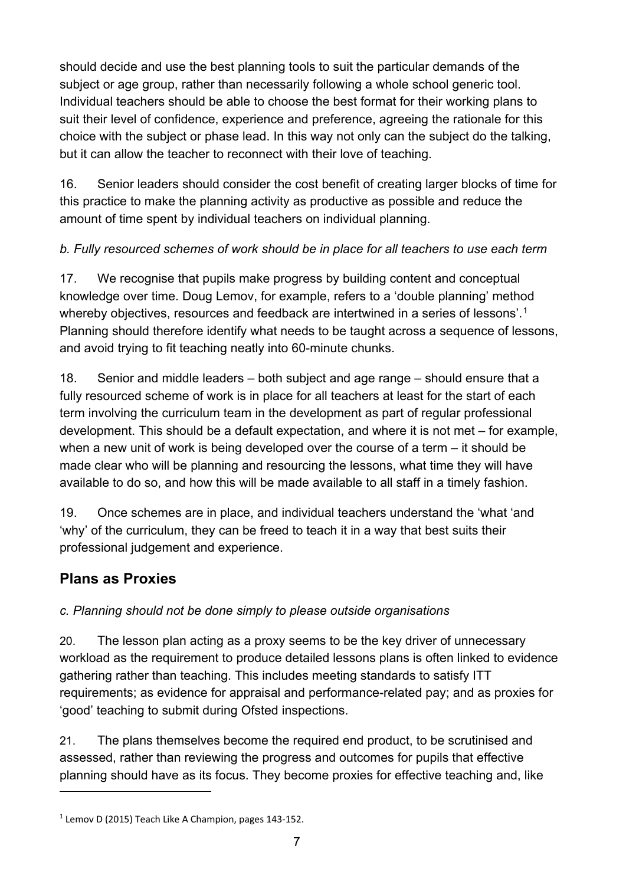should decide and use the best planning tools to suit the particular demands of the subject or age group, rather than necessarily following a whole school generic tool. Individual teachers should be able to choose the best format for their working plans to suit their level of confidence, experience and preference, agreeing the rationale for this choice with the subject or phase lead. In this way not only can the subject do the talking, but it can allow the teacher to reconnect with their love of teaching.

16. Senior leaders should consider the cost benefit of creating larger blocks of time for this practice to make the planning activity as productive as possible and reduce the amount of time spent by individual teachers on individual planning.

*b. Fully resourced schemes of work should be in place for all teachers to use each term*

17. We recognise that pupils make progress by building content and conceptual knowledge over time. Doug Lemov, for example, refers to a 'double planning' method whereby objectives, resources and feedback are intertwined in a series of lessons'.[1] Planning should therefore identify what needs to be taught across a sequence of lessons, and avoid trying to fit teaching neatly into 60-minute chunks.

18. Senior and middle leaders – both subject and age range – should ensure that a fully resourced scheme of work is in place for all teachers at least for the start of each term involving the curriculum team in the development as part of regular professional development. This should be a default expectation, and where it is not met – for example, when a new unit of work is being developed over the course of a term – it should be made clear who will be planning and resourcing the lessons, what time they will have available to do so, and how this will be made available to all staff in a timely fashion.

19. Once schemes are in place, and individual teachers understand the 'what 'and 'why' of the curriculum, they can be freed to teach it in a way that best suits their professional judgement and experience.

## Plans as Proxies

*c. Planning should not be done simply to please outside organisations*

20. The lesson plan acting as a proxy seems to be the key driver of unnecessary workload as the requirement to produce detailed lessons plans is often linked to evidence gathering rather than teaching. This includes meeting standards to satisfy ITT requirements; as evidence for appraisal and performance-related pay; and as proxies for 'good' teaching to submit during Ofsted inspections.

21. The plans themselves become the required end product, to be scrutinised and assessed, rather than reviewing the progress and outcomes for pupils that effective planning should have as its focus. They become proxies for effective teaching and, like

---

[1] Lemov D (2015) Teach Like A Champion, pages 143-152.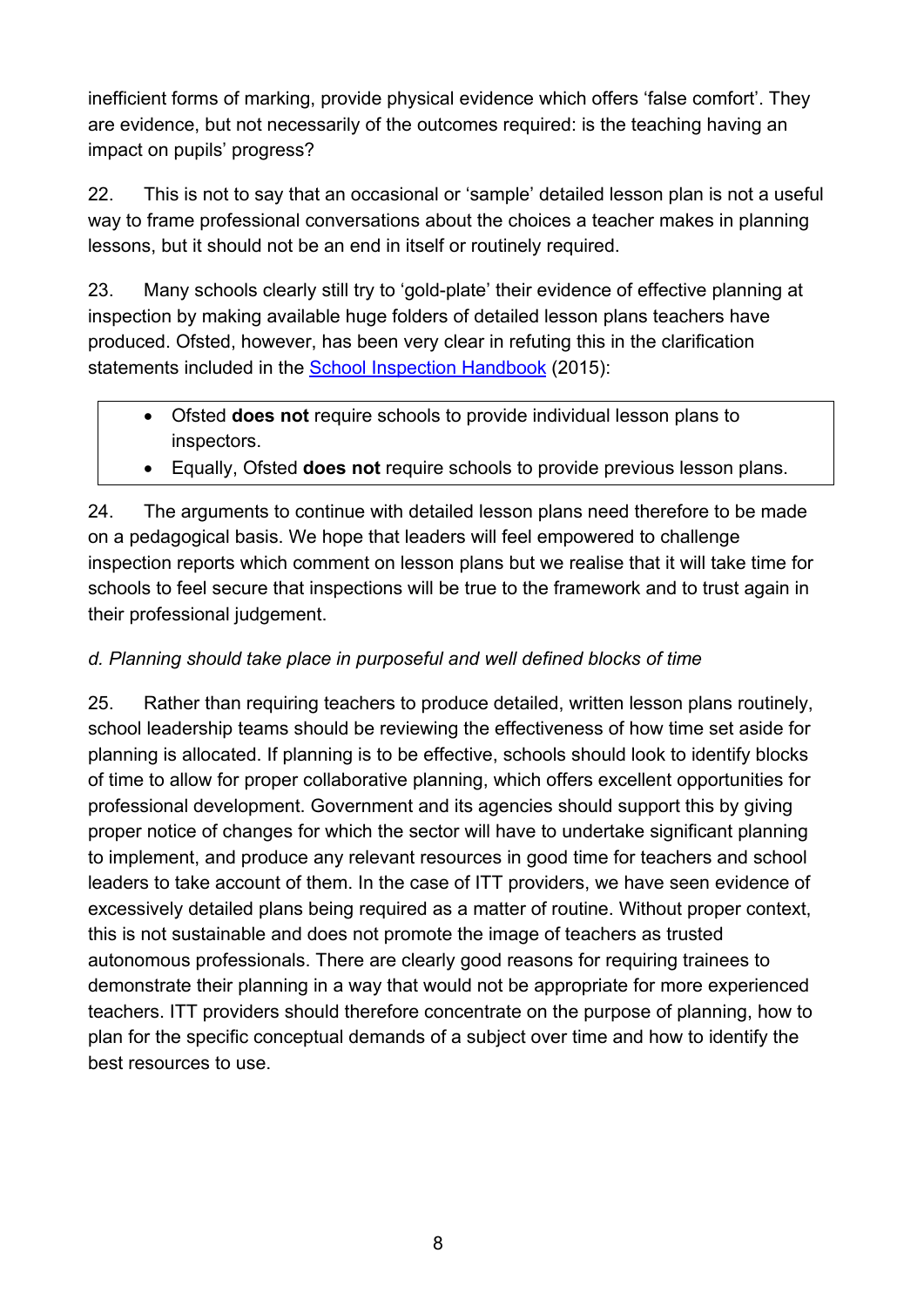inefficient forms of marking, provide physical evidence which offers 'false comfort'. They are evidence, but not necessarily of the outcomes required: is the teaching having an impact on pupils' progress?

22. This is not to say that an occasional or 'sample' detailed lesson plan is not a useful way to frame professional conversations about the choices a teacher makes in planning lessons, but it should not be an end in itself or routinely required.

23. Many schools clearly still try to 'gold-plate' their evidence of effective planning at inspection by making available huge folders of detailed lesson plans teachers have produced. Ofsted, however, has been very clear in refuting this in the clarification statements included in the [School Inspection Handbook](#) (2015):

- Ofsted **does not** require schools to provide individual lesson plans to inspectors.
- Equally, Ofsted **does not** require schools to provide previous lesson plans.

24. The arguments to continue with detailed lesson plans need therefore to be made on a pedagogical basis. We hope that leaders will feel empowered to challenge inspection reports which comment on lesson plans but we realise that it will take time for schools to feel secure that inspections will be true to the framework and to trust again in their professional judgement.

*d. Planning should take place in purposeful and well defined blocks of time*

25. Rather than requiring teachers to produce detailed, written lesson plans routinely, school leadership teams should be reviewing the effectiveness of how time set aside for planning is allocated. If planning is to be effective, schools should look to identify blocks of time to allow for proper collaborative planning, which offers excellent opportunities for professional development. Government and its agencies should support this by giving proper notice of changes for which the sector will have to undertake significant planning to implement, and produce any relevant resources in good time for teachers and school leaders to take account of them. In the case of ITT providers, we have seen evidence of excessively detailed plans being required as a matter of routine. Without proper context, this is not sustainable and does not promote the image of teachers as trusted autonomous professionals. There are clearly good reasons for requiring trainees to demonstrate their planning in a way that would not be appropriate for more experienced teachers. ITT providers should therefore concentrate on the purpose of planning, how to plan for the specific conceptual demands of a subject over time and how to identify the best resources to use.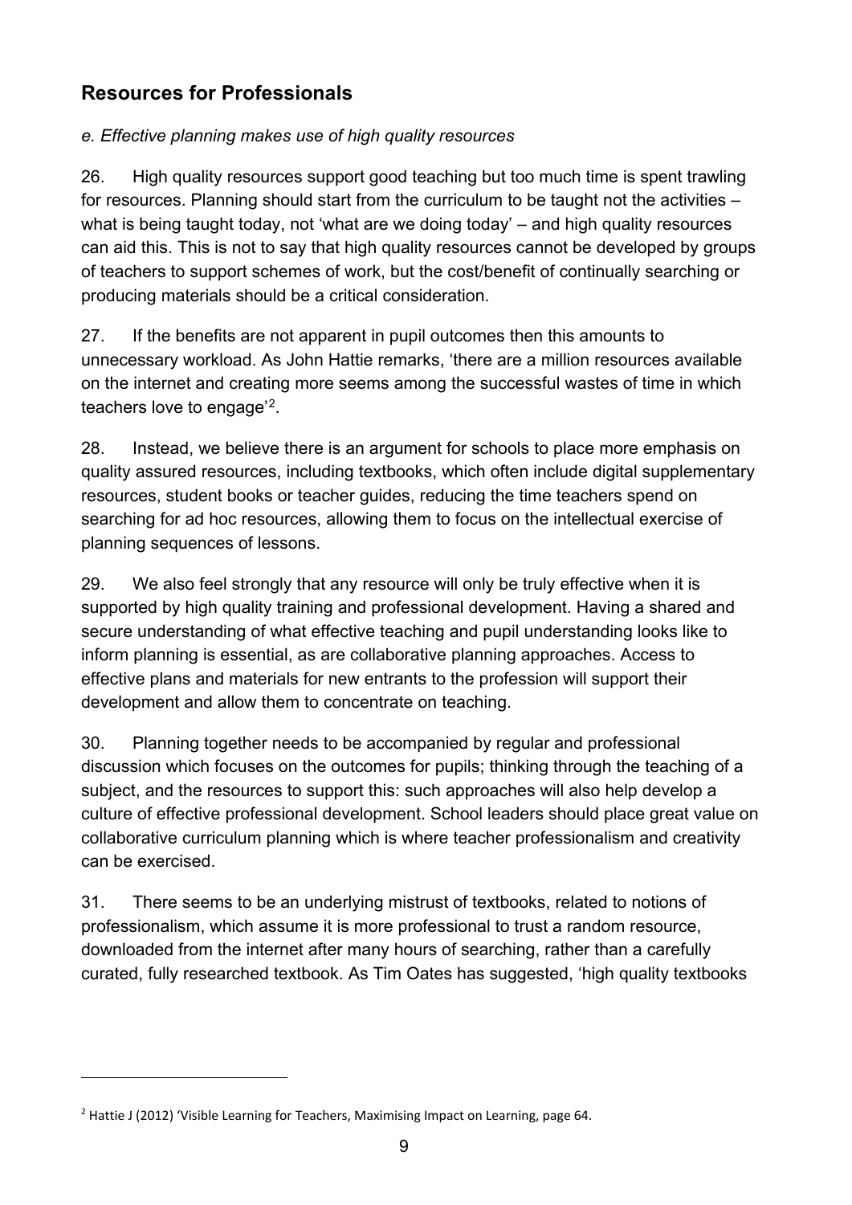## Resources for Professionals

*e. Effective planning makes use of high quality resources*

26. High quality resources support good teaching but too much time is spent trawling for resources. Planning should start from the curriculum to be taught not the activities – what is being taught today, not 'what are we doing today' – and high quality resources can aid this. This is not to say that high quality resources cannot be developed by groups of teachers to support schemes of work, but the cost/benefit of continually searching or producing materials should be a critical consideration.

27. If the benefits are not apparent in pupil outcomes then this amounts to unnecessary workload. As John Hattie remarks, 'there are a million resources available on the internet and creating more seems among the successful wastes of time in which teachers love to engage'[2].

28. Instead, we believe there is an argument for schools to place more emphasis on quality assured resources, including textbooks, which often include digital supplementary resources, student books or teacher guides, reducing the time teachers spend on searching for ad hoc resources, allowing them to focus on the intellectual exercise of planning sequences of lessons.

29. We also feel strongly that any resource will only be truly effective when it is supported by high quality training and professional development. Having a shared and secure understanding of what effective teaching and pupil understanding looks like to inform planning is essential, as are collaborative planning approaches. Access to effective plans and materials for new entrants to the profession will support their development and allow them to concentrate on teaching.

30. Planning together needs to be accompanied by regular and professional discussion which focuses on the outcomes for pupils; thinking through the teaching of a subject, and the resources to support this: such approaches will also help develop a culture of effective professional development. School leaders should place great value on collaborative curriculum planning which is where teacher professionalism and creativity can be exercised.

31. There seems to be an underlying mistrust of textbooks, related to notions of professionalism, which assume it is more professional to trust a random resource, downloaded from the internet after many hours of searching, rather than a carefully curated, fully researched textbook. As Tim Oates has suggested, 'high quality textbooks

---

[2] Hattie J (2012) 'Visible Learning for Teachers, Maximising Impact on Learning, page 64.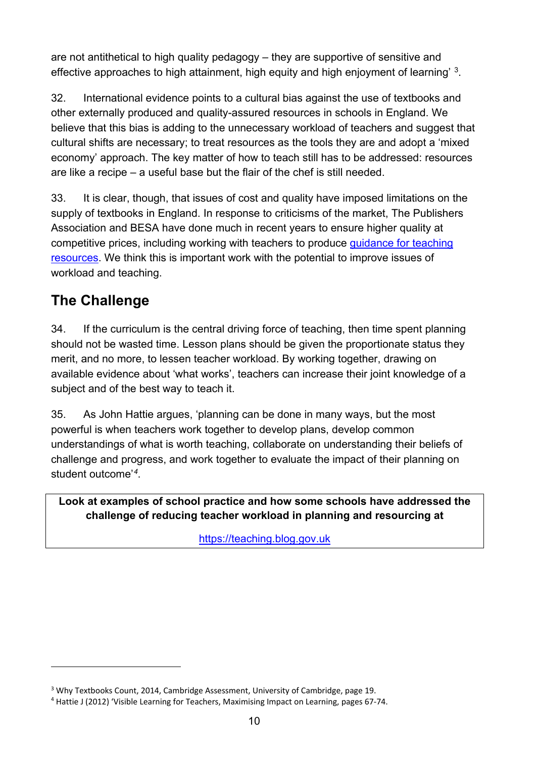are not antithetical to high quality pedagogy – they are supportive of sensitive and effective approaches to high attainment, high equity and high enjoyment of learning' [3].

32. International evidence points to a cultural bias against the use of textbooks and other externally produced and quality-assured resources in schools in England. We believe that this bias is adding to the unnecessary workload of teachers and suggest that cultural shifts are necessary; to treat resources as the tools they are and adopt a 'mixed economy' approach. The key matter of how to teach still has to be addressed: resources are like a recipe – a useful base but the flair of the chef is still needed.

33. It is clear, though, that issues of cost and quality have imposed limitations on the supply of textbooks in England. In response to criticisms of the market, The Publishers Association and BESA have done much in recent years to ensure higher quality at competitive prices, including working with teachers to produce guidance for teaching resources. We think this is important work with the potential to improve issues of workload and teaching.

## The Challenge

34. If the curriculum is the central driving force of teaching, then time spent planning should not be wasted time. Lesson plans should be given the proportionate status they merit, and no more, to lessen teacher workload. By working together, drawing on available evidence about 'what works', teachers can increase their joint knowledge of a subject and of the best way to teach it.

35. As John Hattie argues, 'planning can be done in many ways, but the most powerful is when teachers work together to develop plans, develop common understandings of what is worth teaching, collaborate on understanding their beliefs of challenge and progress, and work together to evaluate the impact of their planning on student outcome'[4].

**Look at examples of school practice and how some schools have addressed the challenge of reducing teacher workload in planning and resourcing at**

https://teaching.blog.gov.uk

---

[3] Why Textbooks Count, 2014, Cambridge Assessment, University of Cambridge, page 19.

[4] Hattie J (2012) 'Visible Learning for Teachers, Maximising Impact on Learning, pages 67-74.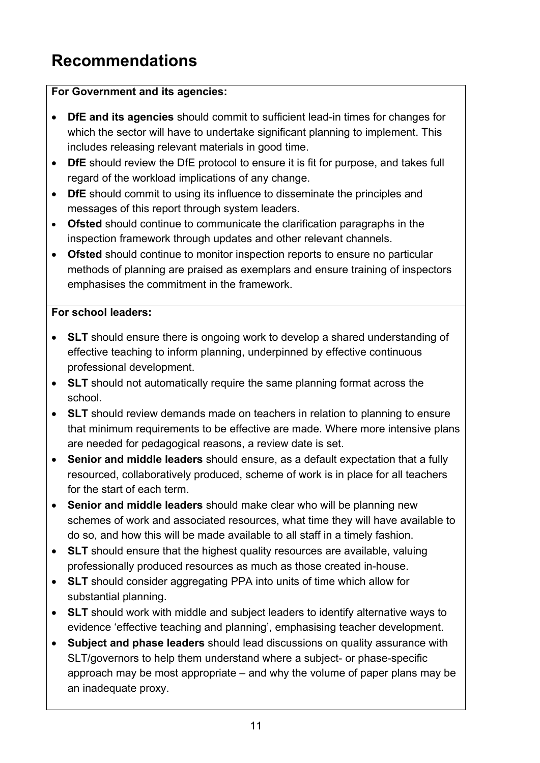# Recommendations

**For Government and its agencies:**

- **DfE and its agencies** should commit to sufficient lead-in times for changes for which the sector will have to undertake significant planning to implement. This includes releasing relevant materials in good time.
- **DfE** should review the DfE protocol to ensure it is fit for purpose, and takes full regard of the workload implications of any change.
- **DfE** should commit to using its influence to disseminate the principles and messages of this report through system leaders.
- **Ofsted** should continue to communicate the clarification paragraphs in the inspection framework through updates and other relevant channels.
- **Ofsted** should continue to monitor inspection reports to ensure no particular methods of planning are praised as exemplars and ensure training of inspectors emphasises the commitment in the framework.

**For school leaders:**

- **SLT** should ensure there is ongoing work to develop a shared understanding of effective teaching to inform planning, underpinned by effective continuous professional development.
- **SLT** should not automatically require the same planning format across the school.
- **SLT** should review demands made on teachers in relation to planning to ensure that minimum requirements to be effective are made. Where more intensive plans are needed for pedagogical reasons, a review date is set.
- **Senior and middle leaders** should ensure, as a default expectation that a fully resourced, collaboratively produced, scheme of work is in place for all teachers for the start of each term.
- **Senior and middle leaders** should make clear who will be planning new schemes of work and associated resources, what time they will have available to do so, and how this will be made available to all staff in a timely fashion.
- **SLT** should ensure that the highest quality resources are available, valuing professionally produced resources as much as those created in-house.
- **SLT** should consider aggregating PPA into units of time which allow for substantial planning.
- **SLT** should work with middle and subject leaders to identify alternative ways to evidence 'effective teaching and planning', emphasising teacher development.
- **Subject and phase leaders** should lead discussions on quality assurance with SLT/governors to help them understand where a subject- or phase-specific approach may be most appropriate – and why the volume of paper plans may be an inadequate proxy.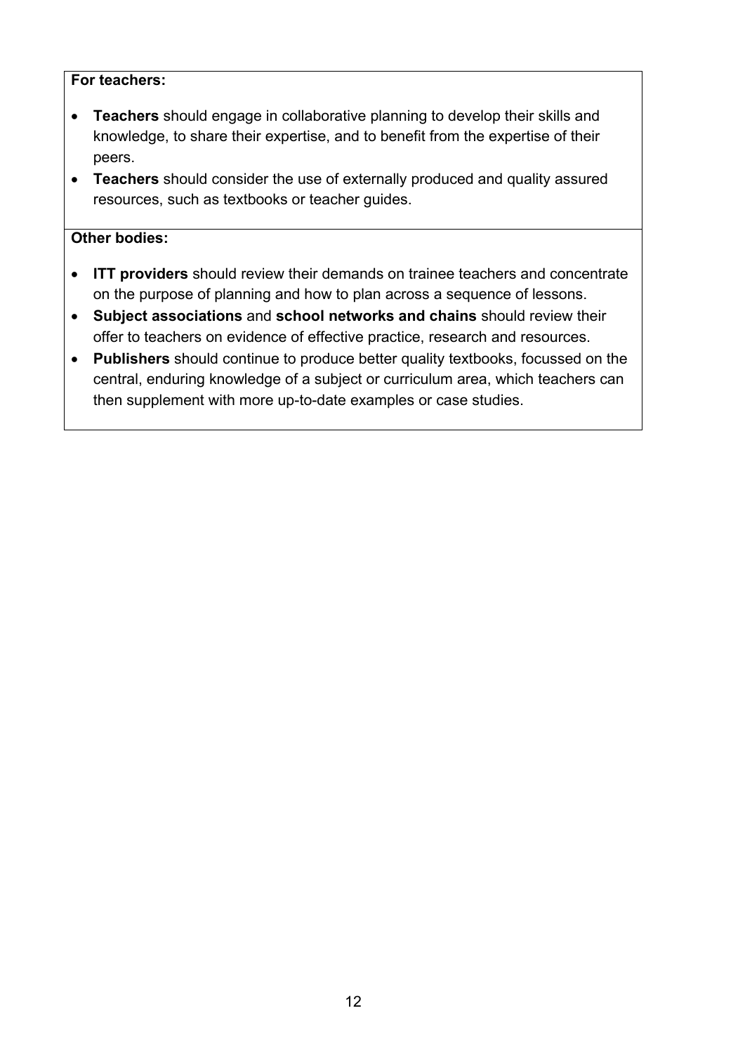**For teachers:**

- **Teachers** should engage in collaborative planning to develop their skills and knowledge, to share their expertise, and to benefit from the expertise of their peers.
- **Teachers** should consider the use of externally produced and quality assured resources, such as textbooks or teacher guides.

**Other bodies:**

- **ITT providers** should review their demands on trainee teachers and concentrate on the purpose of planning and how to plan across a sequence of lessons.
- **Subject associations** and **school networks and chains** should review their offer to teachers on evidence of effective practice, research and resources.
- **Publishers** should continue to produce better quality textbooks, focussed on the central, enduring knowledge of a subject or curriculum area, which teachers can then supplement with more up-to-date examples or case studies.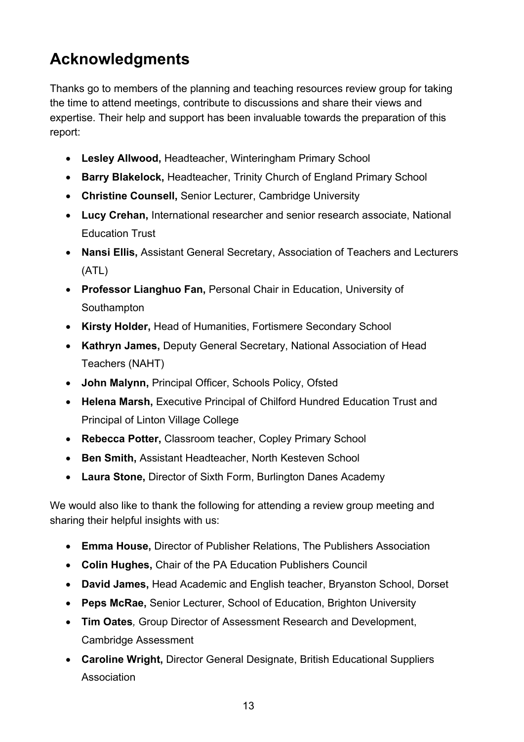# Acknowledgments

Thanks go to members of the planning and teaching resources review group for taking the time to attend meetings, contribute to discussions and share their views and expertise. Their help and support has been invaluable towards the preparation of this report:

- **Lesley Allwood,** Headteacher, Winteringham Primary School
- **Barry Blakelock,** Headteacher, Trinity Church of England Primary School
- **Christine Counsell,** Senior Lecturer, Cambridge University
- **Lucy Crehan,** International researcher and senior research associate, National Education Trust
- **Nansi Ellis,** Assistant General Secretary, Association of Teachers and Lecturers (ATL)
- **Professor Lianghuo Fan,** Personal Chair in Education, University of Southampton
- **Kirsty Holder,** Head of Humanities, Fortismere Secondary School
- **Kathryn James,** Deputy General Secretary, National Association of Head Teachers (NAHT)
- **John Malynn,** Principal Officer, Schools Policy, Ofsted
- **Helena Marsh,** Executive Principal of Chilford Hundred Education Trust and Principal of Linton Village College
- **Rebecca Potter,** Classroom teacher, Copley Primary School
- **Ben Smith,** Assistant Headteacher, North Kesteven School
- **Laura Stone,** Director of Sixth Form, Burlington Danes Academy

We would also like to thank the following for attending a review group meeting and sharing their helpful insights with us:

- **Emma House,** Director of Publisher Relations, The Publishers Association
- **Colin Hughes,** Chair of the PA Education Publishers Council
- **David James,** Head Academic and English teacher, Bryanston School, Dorset
- **Peps McRae,** Senior Lecturer, School of Education, Brighton University
- **Tim Oates***,* Group Director of Assessment Research and Development, Cambridge Assessment
- **Caroline Wright,** Director General Designate, British Educational Suppliers Association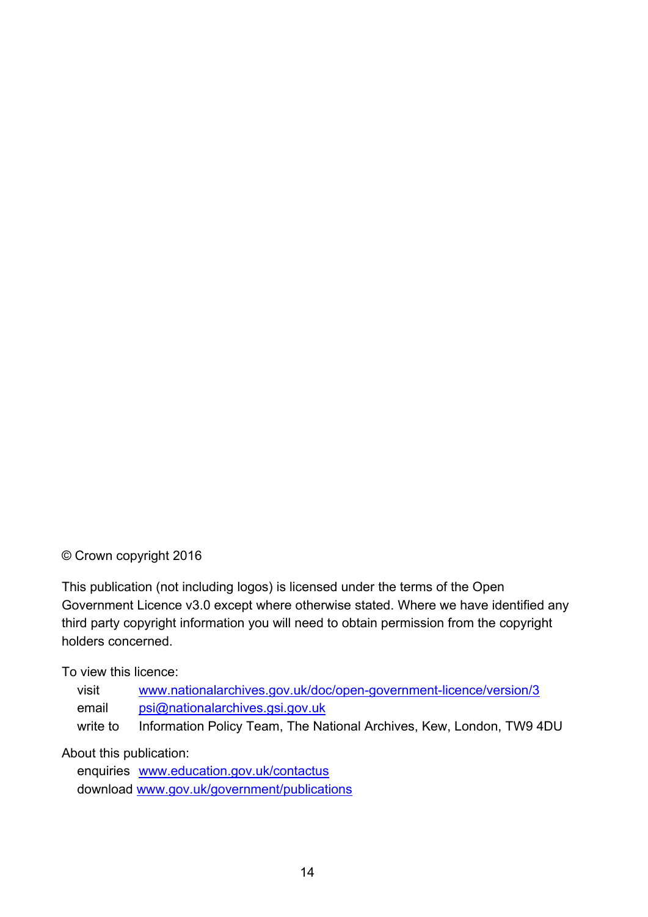© Crown copyright 2016

This publication (not including logos) is licensed under the terms of the Open Government Licence v3.0 except where otherwise stated. Where we have identified any third party copyright information you will need to obtain permission from the copyright holders concerned.

To view this licence:

visit [www.nationalarchives.gov.uk/doc/open-government-licence/version/3](http://www.nationalarchives.gov.uk/doc/open-government-licence/version/3)
email [psi@nationalarchives.gsi.gov.uk](mailto:psi@nationalarchives.gsi.gov.uk)
write to Information Policy Team, The National Archives, Kew, London, TW9 4DU

About this publication:

enquiries [www.education.gov.uk/contactus](http://www.education.gov.uk/contactus)
download [www.gov.uk/government/publications](http://www.gov.uk/government/publications)